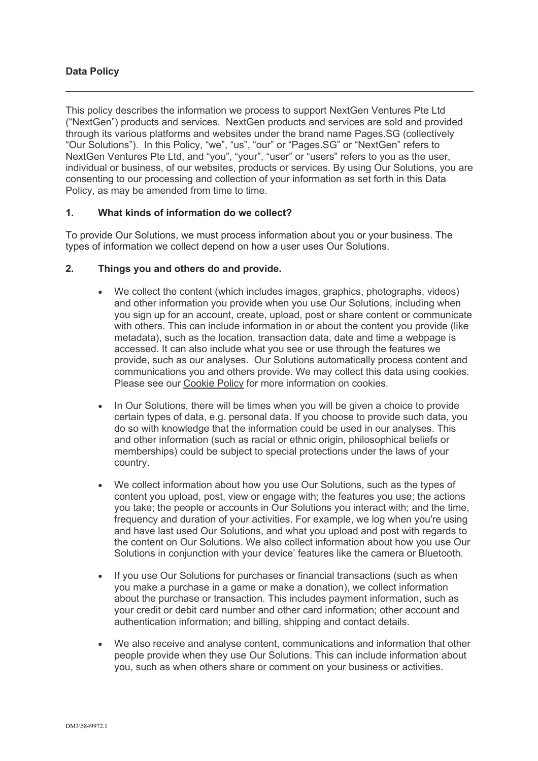**Data Policy**

---

This policy describes the information we process to support NextGen Ventures Pte Ltd ("NextGen") products and services. NextGen products and services are sold and provided through its various platforms and websites under the brand name Pages.SG (collectively "Our Solutions"). In this Policy, "we", "us", "our" or "Pages.SG" or "NextGen" refers to NextGen Ventures Pte Ltd, and "you", "your", "user" or "users" refers to you as the user, individual or business, of our websites, products or services. By using Our Solutions, you are consenting to our processing and collection of your information as set forth in this Data Policy, as may be amended from time to time.

**1. What kinds of information do we collect?**

To provide Our Solutions, we must process information about you or your business. The types of information we collect depend on how a user uses Our Solutions.

**2. Things you and others do and provide.**

- We collect the content (which includes images, graphics, photographs, videos) and other information you provide when you use Our Solutions, including when you sign up for an account, create, upload, post or share content or communicate with others. This can include information in or about the content you provide (like metadata), such as the location, transaction data, date and time a webpage is accessed. It can also include what you see or use through the features we provide, such as our analyses. Our Solutions automatically process content and communications you and others provide. We may collect this data using cookies. Please see our Cookie Policy for more information on cookies.

- In Our Solutions, there will be times when you will be given a choice to provide certain types of data, e.g. personal data. If you choose to provide such data, you do so with knowledge that the information could be used in our analyses. This and other information (such as racial or ethnic origin, philosophical beliefs or memberships) could be subject to special protections under the laws of your country.

- We collect information about how you use Our Solutions, such as the types of content you upload, post, view or engage with; the features you use; the actions you take; the people or accounts in Our Solutions you interact with; and the time, frequency and duration of your activities. For example, we log when you're using and have last used Our Solutions, and what you upload and post with regards to the content on Our Solutions. We also collect information about how you use Our Solutions in conjunction with your device' features like the camera or Bluetooth.

- If you use Our Solutions for purchases or financial transactions (such as when you make a purchase in a game or make a donation), we collect information about the purchase or transaction. This includes payment information, such as your credit or debit card number and other card information; other account and authentication information; and billing, shipping and contact details.

- We also receive and analyse content, communications and information that other people provide when they use Our Solutions. This can include information about you, such as when others share or comment on your business or activities.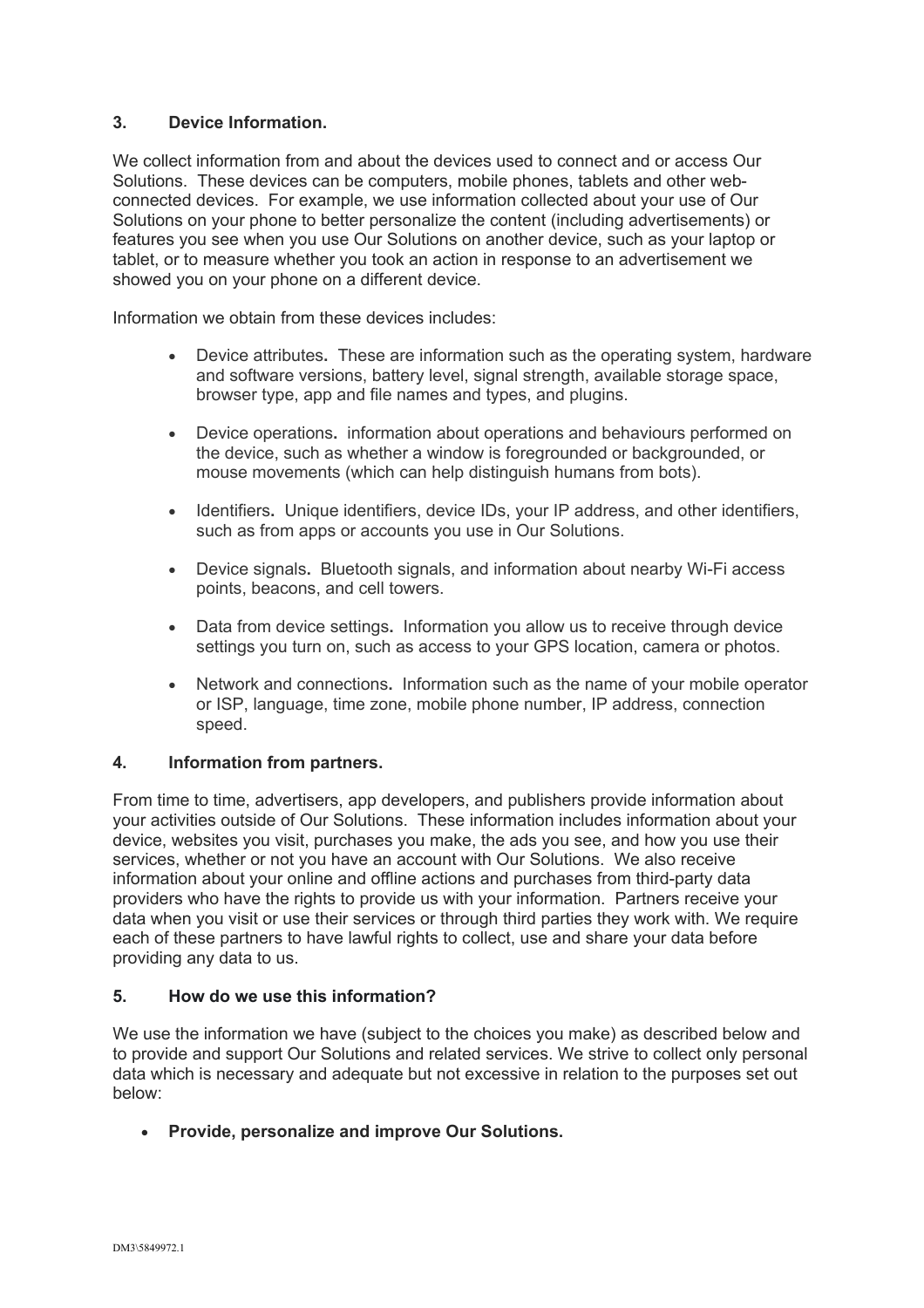### 3. Device Information.

We collect information from and about the devices used to connect and or access Our Solutions. These devices can be computers, mobile phones, tablets and other web-connected devices. For example, we use information collected about your use of Our Solutions on your phone to better personalize the content (including advertisements) or features you see when you use Our Solutions on another device, such as your laptop or tablet, or to measure whether you took an action in response to an advertisement we showed you on your phone on a different device.

Information we obtain from these devices includes:

- Device attributes**.** These are information such as the operating system, hardware and software versions, battery level, signal strength, available storage space, browser type, app and file names and types, and plugins.
- Device operations**.** information about operations and behaviours performed on the device, such as whether a window is foregrounded or backgrounded, or mouse movements (which can help distinguish humans from bots).
- Identifiers**.** Unique identifiers, device IDs, your IP address, and other identifiers, such as from apps or accounts you use in Our Solutions.
- Device signals**.** Bluetooth signals, and information about nearby Wi-Fi access points, beacons, and cell towers.
- Data from device settings**.** Information you allow us to receive through device settings you turn on, such as access to your GPS location, camera or photos.
- Network and connections**.** Information such as the name of your mobile operator or ISP, language, time zone, mobile phone number, IP address, connection speed.

### 4. Information from partners.

From time to time, advertisers, app developers, and publishers provide information about your activities outside of Our Solutions. These information includes information about your device, websites you visit, purchases you make, the ads you see, and how you use their services, whether or not you have an account with Our Solutions. We also receive information about your online and offline actions and purchases from third-party data providers who have the rights to provide us with your information. Partners receive your data when you visit or use their services or through third parties they work with. We require each of these partners to have lawful rights to collect, use and share your data before providing any data to us.

### 5. How do we use this information?

We use the information we have (subject to the choices you make) as described below and to provide and support Our Solutions and related services. We strive to collect only personal data which is necessary and adequate but not excessive in relation to the purposes set out below:

- **Provide, personalize and improve Our Solutions.**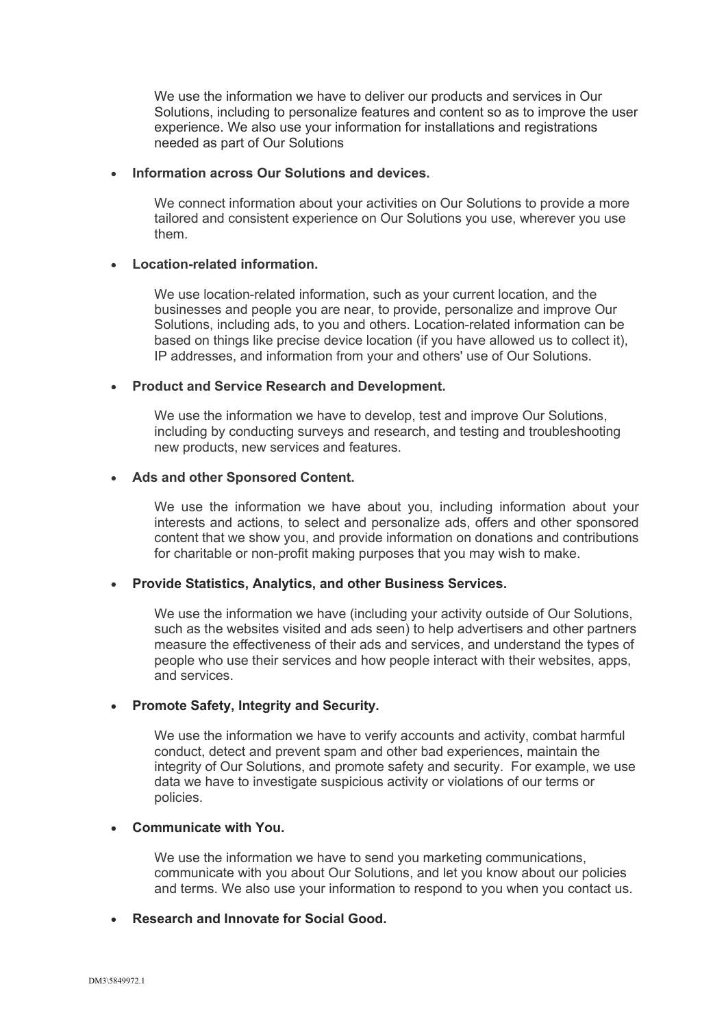We use the information we have to deliver our products and services in Our Solutions, including to personalize features and content so as to improve the user experience. We also use your information for installations and registrations needed as part of Our Solutions

- **Information across Our Solutions and devices.**

  We connect information about your activities on Our Solutions to provide a more tailored and consistent experience on Our Solutions you use, wherever you use them.

- **Location-related information.**

  We use location-related information, such as your current location, and the businesses and people you are near, to provide, personalize and improve Our Solutions, including ads, to you and others. Location-related information can be based on things like precise device location (if you have allowed us to collect it), IP addresses, and information from your and others' use of Our Solutions.

- **Product and Service Research and Development.**

  We use the information we have to develop, test and improve Our Solutions, including by conducting surveys and research, and testing and troubleshooting new products, new services and features.

- **Ads and other Sponsored Content.**

  We use the information we have about you, including information about your interests and actions, to select and personalize ads, offers and other sponsored content that we show you, and provide information on donations and contributions for charitable or non-profit making purposes that you may wish to make.

- **Provide Statistics, Analytics, and other Business Services.**

  We use the information we have (including your activity outside of Our Solutions, such as the websites visited and ads seen) to help advertisers and other partners measure the effectiveness of their ads and services, and understand the types of people who use their services and how people interact with their websites, apps, and services.

- **Promote Safety, Integrity and Security.**

  We use the information we have to verify accounts and activity, combat harmful conduct, detect and prevent spam and other bad experiences, maintain the integrity of Our Solutions, and promote safety and security. For example, we use data we have to investigate suspicious activity or violations of our terms or policies.

- **Communicate with You.**

  We use the information we have to send you marketing communications, communicate with you about Our Solutions, and let you know about our policies and terms. We also use your information to respond to you when you contact us.

- **Research and Innovate for Social Good.**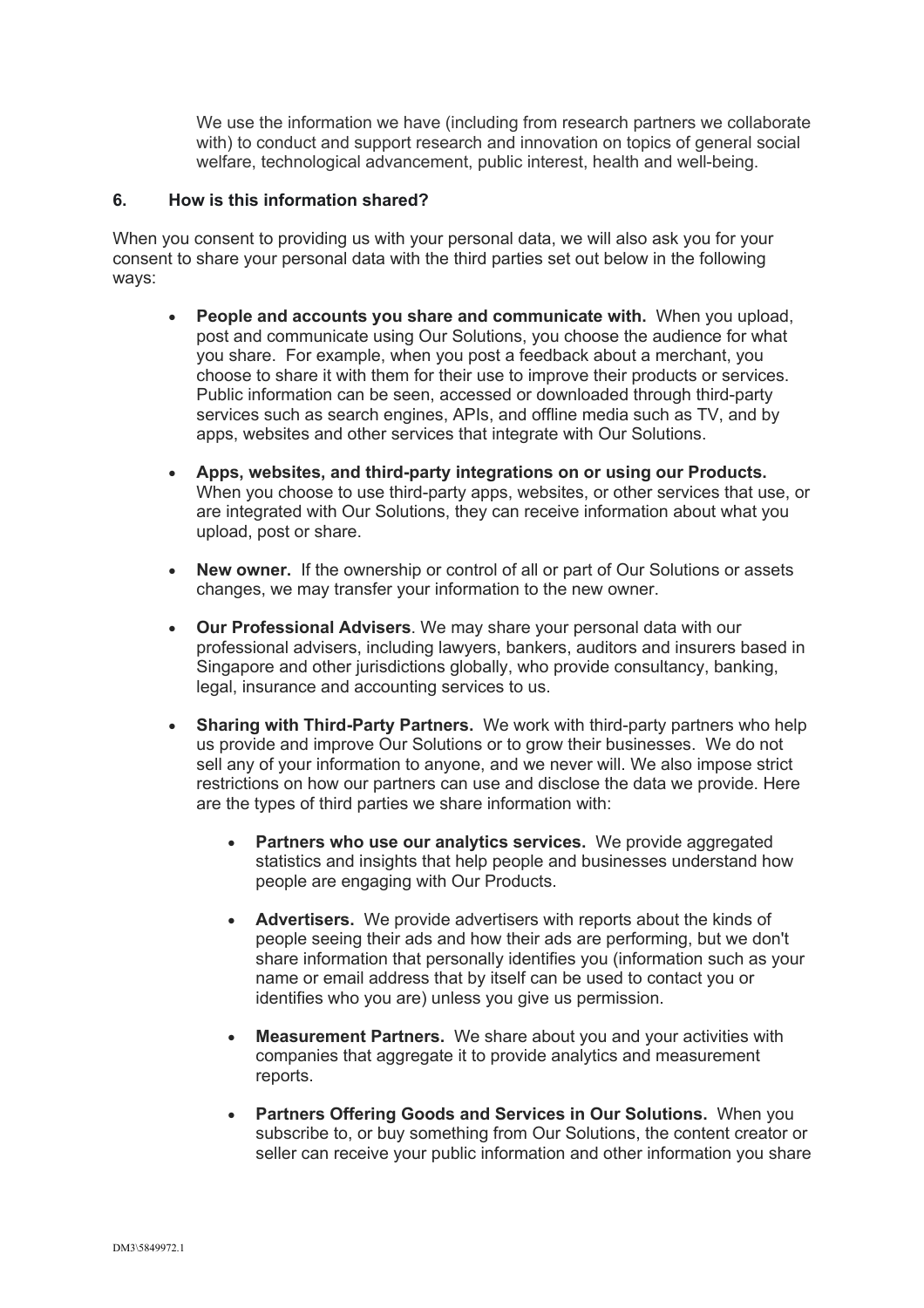We use the information we have (including from research partners we collaborate with) to conduct and support research and innovation on topics of general social welfare, technological advancement, public interest, health and well-being.

## 6. How is this information shared?

When you consent to providing us with your personal data, we will also ask you for your consent to share your personal data with the third parties set out below in the following ways:

- **People and accounts you share and communicate with.** When you upload, post and communicate using Our Solutions, you choose the audience for what you share. For example, when you post a feedback about a merchant, you choose to share it with them for their use to improve their products or services. Public information can be seen, accessed or downloaded through third-party services such as search engines, APIs, and offline media such as TV, and by apps, websites and other services that integrate with Our Solutions.

- **Apps, websites, and third-party integrations on or using our Products.** When you choose to use third-party apps, websites, or other services that use, or are integrated with Our Solutions, they can receive information about what you upload, post or share.

- **New owner.** If the ownership or control of all or part of Our Solutions or assets changes, we may transfer your information to the new owner.

- **Our Professional Advisers**. We may share your personal data with our professional advisers, including lawyers, bankers, auditors and insurers based in Singapore and other jurisdictions globally, who provide consultancy, banking, legal, insurance and accounting services to us.

- **Sharing with Third-Party Partners.** We work with third-party partners who help us provide and improve Our Solutions or to grow their businesses. We do not sell any of your information to anyone, and we never will. We also impose strict restrictions on how our partners can use and disclose the data we provide. Here are the types of third parties we share information with:

  - **Partners who use our analytics services.** We provide aggregated statistics and insights that help people and businesses understand how people are engaging with Our Products.

  - **Advertisers.** We provide advertisers with reports about the kinds of people seeing their ads and how their ads are performing, but we don't share information that personally identifies you (information such as your name or email address that by itself can be used to contact you or identifies who you are) unless you give us permission.

  - **Measurement Partners.** We share about you and your activities with companies that aggregate it to provide analytics and measurement reports.

  - **Partners Offering Goods and Services in Our Solutions.** When you subscribe to, or buy something from Our Solutions, the content creator or seller can receive your public information and other information you share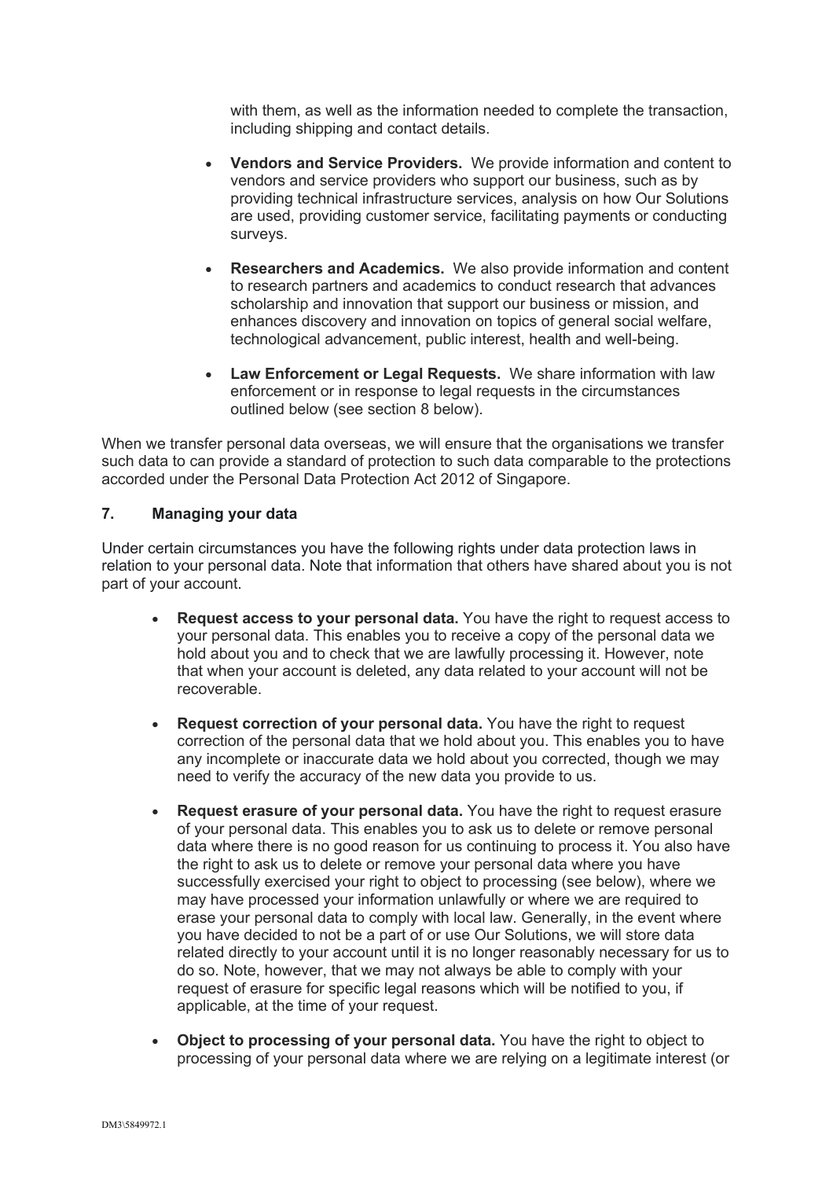with them, as well as the information needed to complete the transaction, including shipping and contact details.

- **Vendors and Service Providers.** We provide information and content to vendors and service providers who support our business, such as by providing technical infrastructure services, analysis on how Our Solutions are used, providing customer service, facilitating payments or conducting surveys.
- **Researchers and Academics.** We also provide information and content to research partners and academics to conduct research that advances scholarship and innovation that support our business or mission, and enhances discovery and innovation on topics of general social welfare, technological advancement, public interest, health and well-being.
- **Law Enforcement or Legal Requests.** We share information with law enforcement or in response to legal requests in the circumstances outlined below (see section 8 below).

When we transfer personal data overseas, we will ensure that the organisations we transfer such data to can provide a standard of protection to such data comparable to the protections accorded under the Personal Data Protection Act 2012 of Singapore.

## 7. Managing your data

Under certain circumstances you have the following rights under data protection laws in relation to your personal data. Note that information that others have shared about you is not part of your account.

- **Request access to your personal data.** You have the right to request access to your personal data. This enables you to receive a copy of the personal data we hold about you and to check that we are lawfully processing it. However, note that when your account is deleted, any data related to your account will not be recoverable.
- **Request correction of your personal data.** You have the right to request correction of the personal data that we hold about you. This enables you to have any incomplete or inaccurate data we hold about you corrected, though we may need to verify the accuracy of the new data you provide to us.
- **Request erasure of your personal data.** You have the right to request erasure of your personal data. This enables you to ask us to delete or remove personal data where there is no good reason for us continuing to process it. You also have the right to ask us to delete or remove your personal data where you have successfully exercised your right to object to processing (see below), where we may have processed your information unlawfully or where we are required to erase your personal data to comply with local law. Generally, in the event where you have decided to not be a part of or use Our Solutions, we will store data related directly to your account until it is no longer reasonably necessary for us to do so. Note, however, that we may not always be able to comply with your request of erasure for specific legal reasons which will be notified to you, if applicable, at the time of your request.
- **Object to processing of your personal data.** You have the right to object to processing of your personal data where we are relying on a legitimate interest (or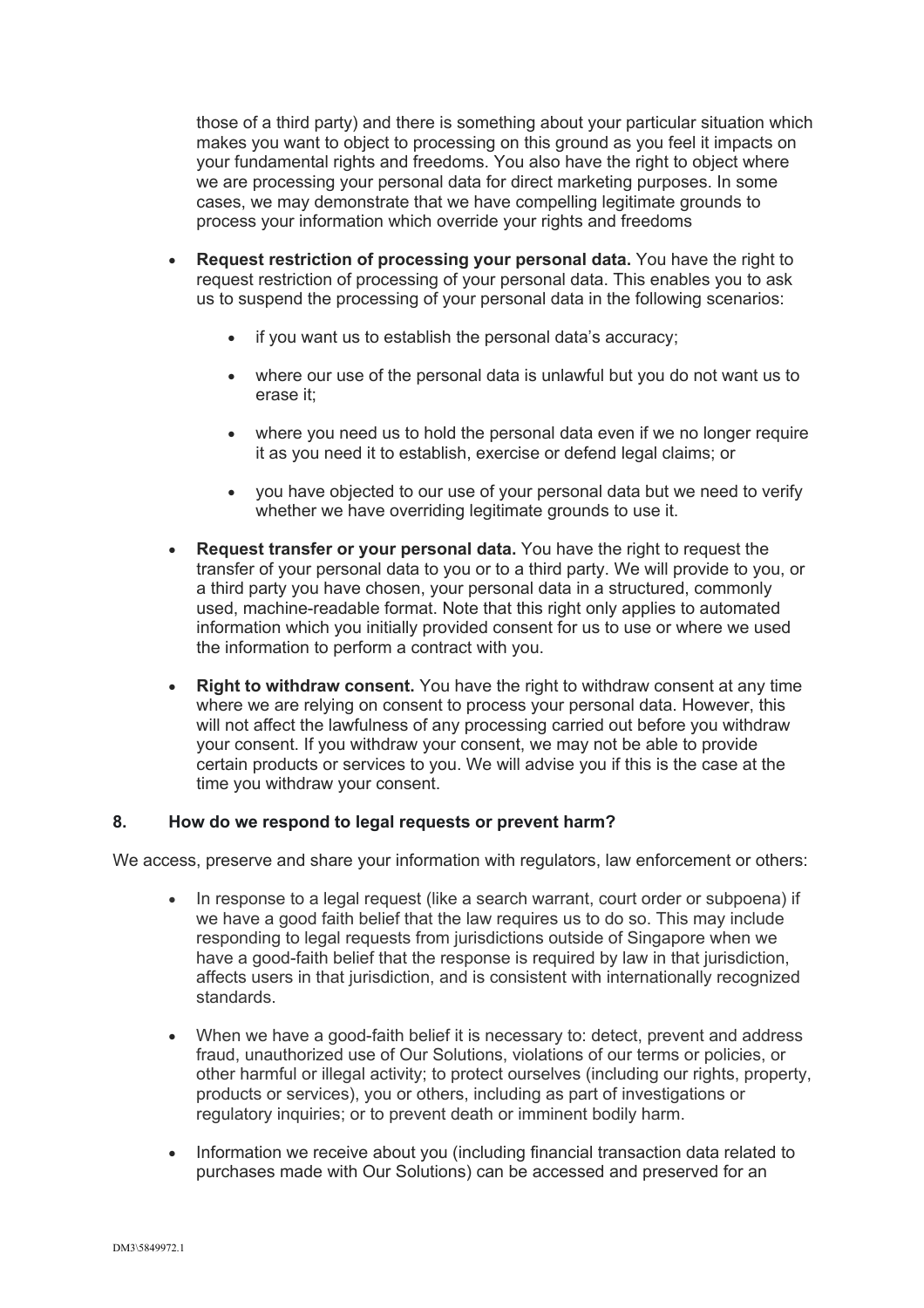those of a third party) and there is something about your particular situation which makes you want to object to processing on this ground as you feel it impacts on your fundamental rights and freedoms. You also have the right to object where we are processing your personal data for direct marketing purposes. In some cases, we may demonstrate that we have compelling legitimate grounds to process your information which override your rights and freedoms

- **Request restriction of processing your personal data.** You have the right to request restriction of processing of your personal data. This enables you to ask us to suspend the processing of your personal data in the following scenarios:
    - if you want us to establish the personal data's accuracy;
    - where our use of the personal data is unlawful but you do not want us to erase it;
    - where you need us to hold the personal data even if we no longer require it as you need it to establish, exercise or defend legal claims; or
    - you have objected to our use of your personal data but we need to verify whether we have overriding legitimate grounds to use it.
- **Request transfer or your personal data.** You have the right to request the transfer of your personal data to you or to a third party. We will provide to you, or a third party you have chosen, your personal data in a structured, commonly used, machine-readable format. Note that this right only applies to automated information which you initially provided consent for us to use or where we used the information to perform a contract with you.
- **Right to withdraw consent.** You have the right to withdraw consent at any time where we are relying on consent to process your personal data. However, this will not affect the lawfulness of any processing carried out before you withdraw your consent. If you withdraw your consent, we may not be able to provide certain products or services to you. We will advise you if this is the case at the time you withdraw your consent.

## 8. How do we respond to legal requests or prevent harm?

We access, preserve and share your information with regulators, law enforcement or others:

- In response to a legal request (like a search warrant, court order or subpoena) if we have a good faith belief that the law requires us to do so. This may include responding to legal requests from jurisdictions outside of Singapore when we have a good-faith belief that the response is required by law in that jurisdiction, affects users in that jurisdiction, and is consistent with internationally recognized standards.
- When we have a good-faith belief it is necessary to: detect, prevent and address fraud, unauthorized use of Our Solutions, violations of our terms or policies, or other harmful or illegal activity; to protect ourselves (including our rights, property, products or services), you or others, including as part of investigations or regulatory inquiries; or to prevent death or imminent bodily harm.
- Information we receive about you (including financial transaction data related to purchases made with Our Solutions) can be accessed and preserved for an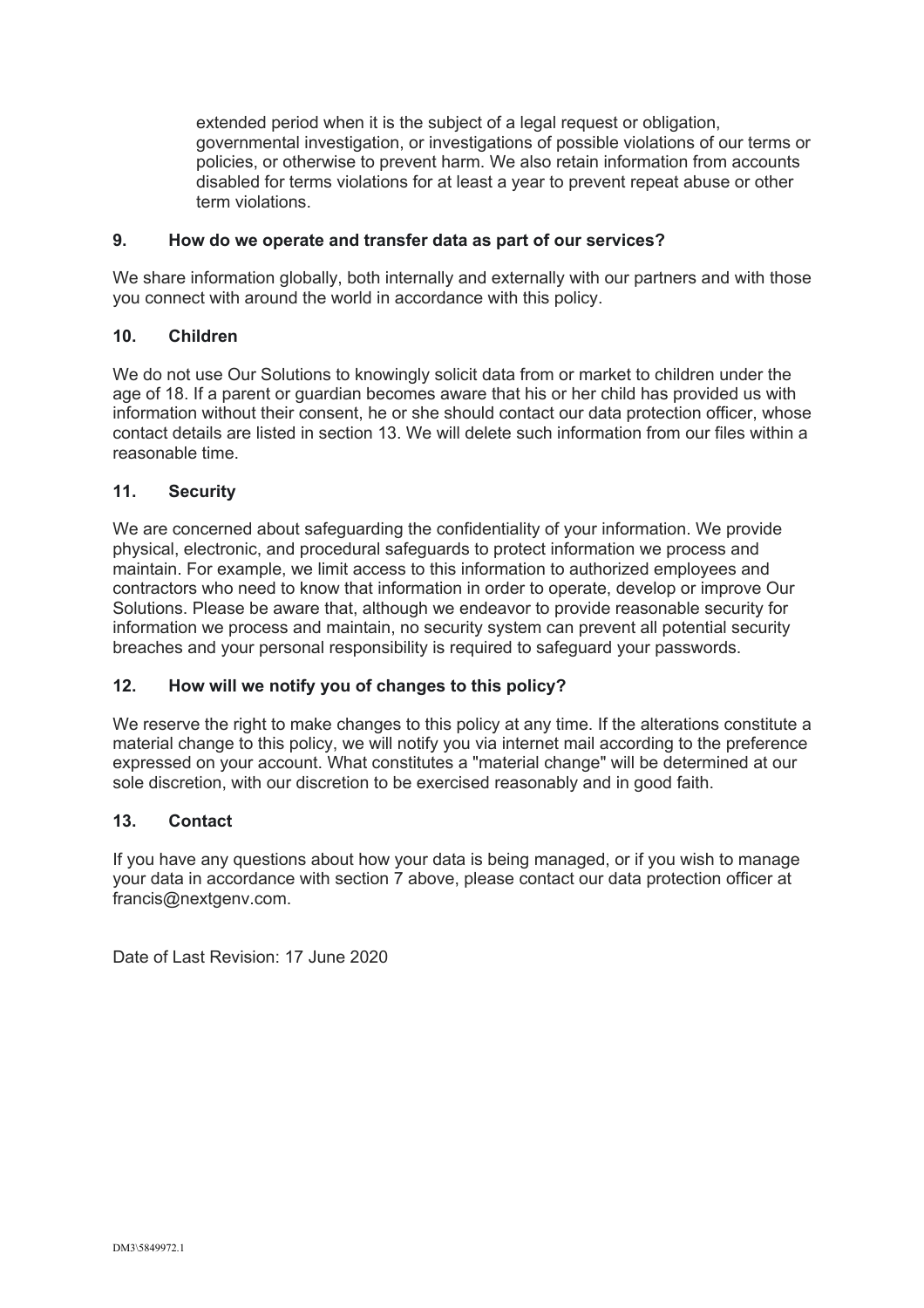extended period when it is the subject of a legal request or obligation, governmental investigation, or investigations of possible violations of our terms or policies, or otherwise to prevent harm. We also retain information from accounts disabled for terms violations for at least a year to prevent repeat abuse or other term violations.

## 9. How do we operate and transfer data as part of our services?

We share information globally, both internally and externally with our partners and with those you connect with around the world in accordance with this policy.

## 10. Children

We do not use Our Solutions to knowingly solicit data from or market to children under the age of 18. If a parent or guardian becomes aware that his or her child has provided us with information without their consent, he or she should contact our data protection officer, whose contact details are listed in section 13. We will delete such information from our files within a reasonable time.

## 11. Security

We are concerned about safeguarding the confidentiality of your information. We provide physical, electronic, and procedural safeguards to protect information we process and maintain. For example, we limit access to this information to authorized employees and contractors who need to know that information in order to operate, develop or improve Our Solutions. Please be aware that, although we endeavor to provide reasonable security for information we process and maintain, no security system can prevent all potential security breaches and your personal responsibility is required to safeguard your passwords.

## 12. How will we notify you of changes to this policy?

We reserve the right to make changes to this policy at any time. If the alterations constitute a material change to this policy, we will notify you via internet mail according to the preference expressed on your account. What constitutes a "material change" will be determined at our sole discretion, with our discretion to be exercised reasonably and in good faith.

## 13. Contact

If you have any questions about how your data is being managed, or if you wish to manage your data in accordance with section 7 above, please contact our data protection officer at francis@nextgenv.com.

Date of Last Revision: 17 June 2020

DM3\5849972.1